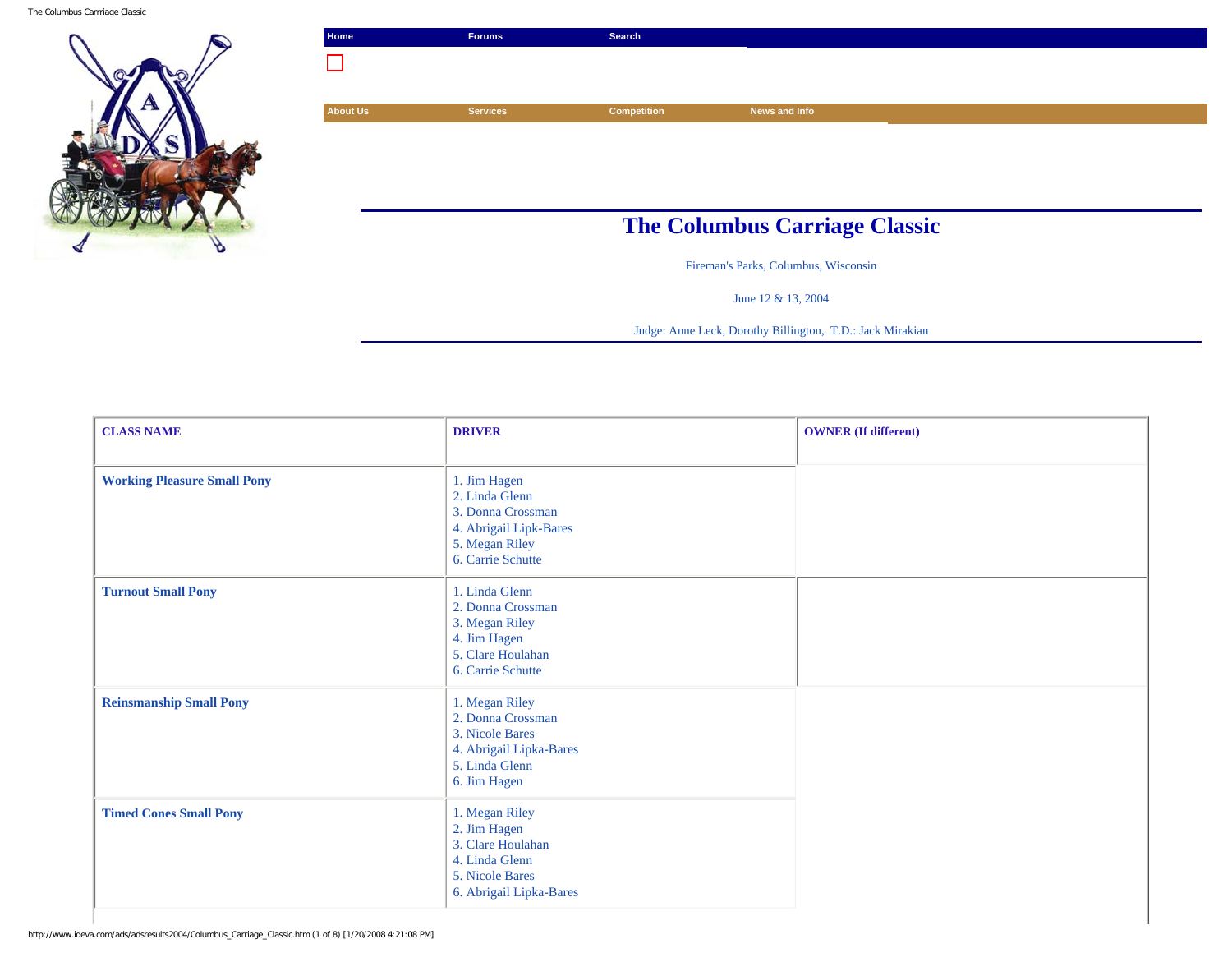Home | Forums | Search

About Us | Services | Competition | News and Info

# The Columbus Carriage Classic

Fireman's Parks, Columbus, Wisconsin

June 12 & 13, 2004

Judge: Anne Leck, Dorothy Billington, T.D.: Jack Mirakian

| CLASS NAME | DRIVER | OWNER (If different) |
|---|---|---|
| Working Pleasure Small Pony | 1. Jim Hagen<br>2. Linda Glenn<br>3. Donna Crossman<br>4. Abrigail Lipk-Bares<br>5. Megan Riley<br>6. Carrie Schutte | |
| Turnout Small Pony | 1. Linda Glenn<br>2. Donna Crossman<br>3. Megan Riley<br>4. Jim Hagen<br>5. Clare Houlahan<br>6. Carrie Schutte | |
| Reinsmanship Small Pony | 1. Megan Riley<br>2. Donna Crossman<br>3. Nicole Bares<br>4. Abrigail Lipka-Bares<br>5. Linda Glenn<br>6. Jim Hagen | |
| Timed Cones Small Pony | 1. Megan Riley<br>2. Jim Hagen<br>3. Clare Houlahan<br>4. Linda Glenn<br>5. Nicole Bares<br>6. Abrigail Lipka-Bares | |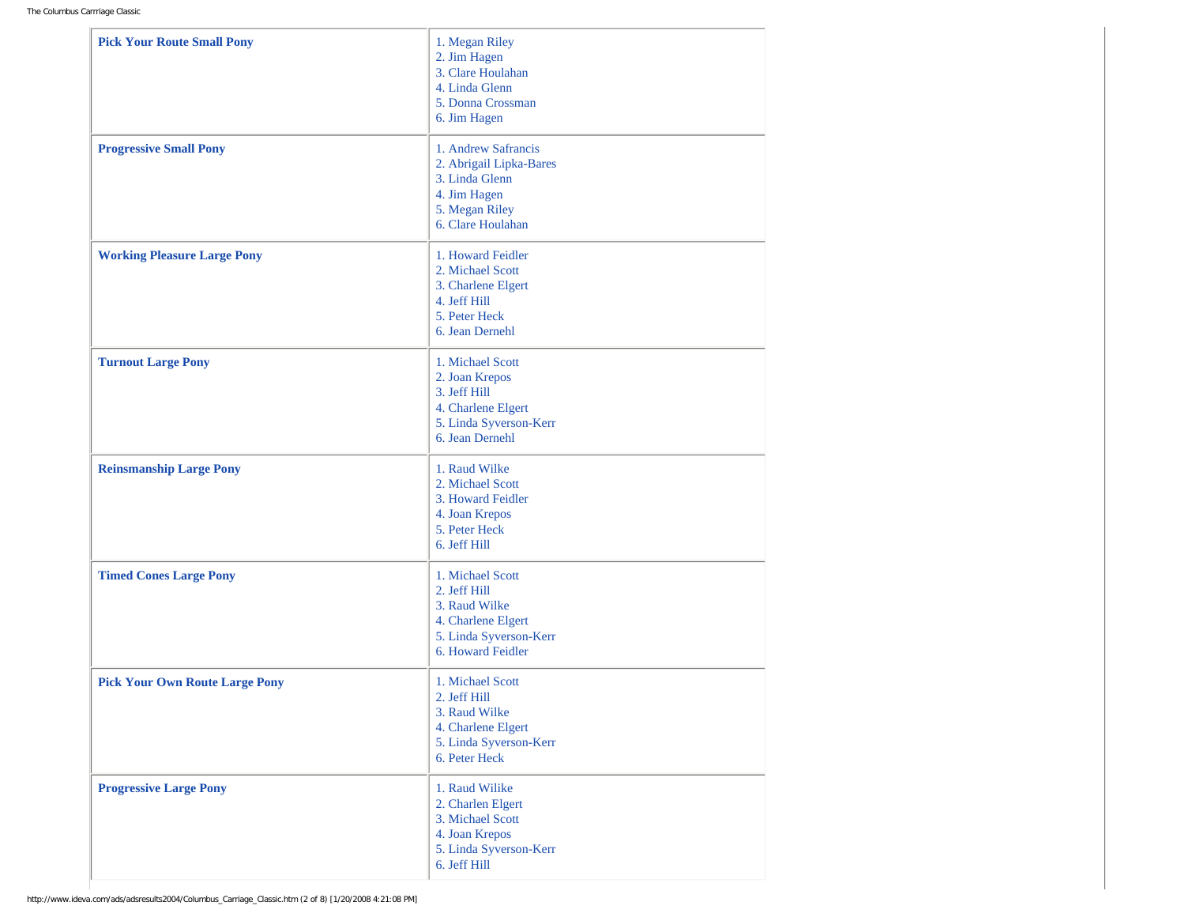| | |
|---|---|
| **Pick Your Route Small Pony** | 1. Megan Riley<br>2. Jim Hagen<br>3. Clare Houlahan<br>4. Linda Glenn<br>5. Donna Crossman<br>6. Jim Hagen |
| **Progressive Small Pony** | 1. Andrew Safrancis<br>2. Abrigail Lipka-Bares<br>3. Linda Glenn<br>4. Jim Hagen<br>5. Megan Riley<br>6. Clare Houlahan |
| **Working Pleasure Large Pony** | 1. Howard Feidler<br>2. Michael Scott<br>3. Charlene Elgert<br>4. Jeff Hill<br>5. Peter Heck<br>6. Jean Dernehl |
| **Turnout Large Pony** | 1. Michael Scott<br>2. Joan Krepos<br>3. Jeff Hill<br>4. Charlene Elgert<br>5. Linda Syverson-Kerr<br>6. Jean Dernehl |
| **Reinsmanship Large Pony** | 1. Raud Wilke<br>2. Michael Scott<br>3. Howard Feidler<br>4. Joan Krepos<br>5. Peter Heck<br>6. Jeff Hill |
| **Timed Cones Large Pony** | 1. Michael Scott<br>2. Jeff Hill<br>3. Raud Wilke<br>4. Charlene Elgert<br>5. Linda Syverson-Kerr<br>6. Howard Feidler |
| **Pick Your Own Route Large Pony** | 1. Michael Scott<br>2. Jeff Hill<br>3. Raud Wilke<br>4. Charlene Elgert<br>5. Linda Syverson-Kerr<br>6. Peter Heck |
| **Progressive Large Pony** | 1. Raud Wilike<br>2. Charlen Elgert<br>3. Michael Scott<br>4. Joan Krepos<br>5. Linda Syverson-Kerr<br>6. Jeff Hill |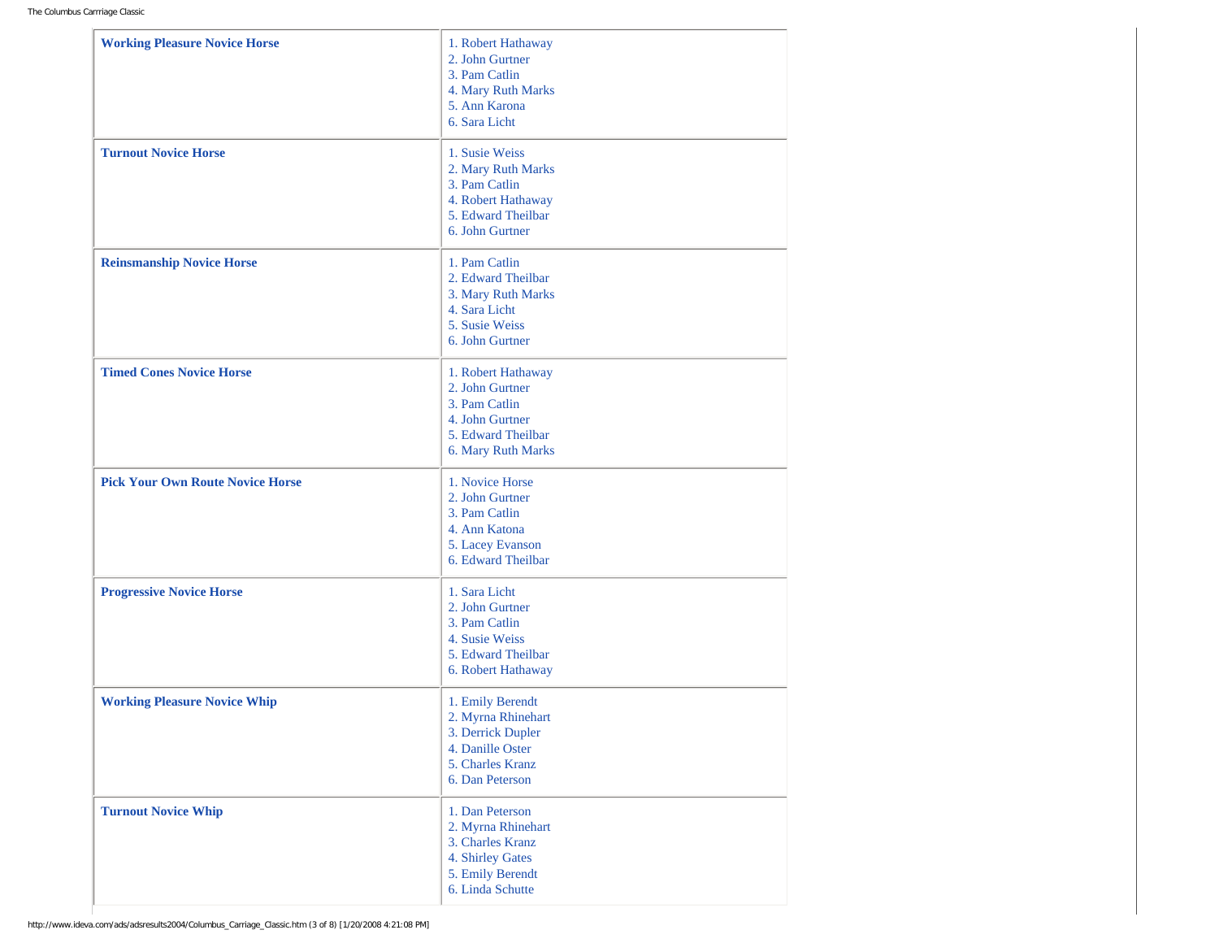| | |
|---|---|
| **Working Pleasure Novice Horse** | 1. Robert Hathaway<br>2. John Gurtner<br>3. Pam Catlin<br>4. Mary Ruth Marks<br>5. Ann Karona<br>6. Sara Licht |
| **Turnout Novice Horse** | 1. Susie Weiss<br>2. Mary Ruth Marks<br>3. Pam Catlin<br>4. Robert Hathaway<br>5. Edward Theilbar<br>6. John Gurtner |
| **Reinsmanship Novice Horse** | 1. Pam Catlin<br>2. Edward Theilbar<br>3. Mary Ruth Marks<br>4. Sara Licht<br>5. Susie Weiss<br>6. John Gurtner |
| **Timed Cones Novice Horse** | 1. Robert Hathaway<br>2. John Gurtner<br>3. Pam Catlin<br>4. John Gurtner<br>5. Edward Theilbar<br>6. Mary Ruth Marks |
| **Pick Your Own Route Novice Horse** | 1. Novice Horse<br>2. John Gurtner<br>3. Pam Catlin<br>4. Ann Katona<br>5. Lacey Evanson<br>6. Edward Theilbar |
| **Progressive Novice Horse** | 1. Sara Licht<br>2. John Gurtner<br>3. Pam Catlin<br>4. Susie Weiss<br>5. Edward Theilbar<br>6. Robert Hathaway |
| **Working Pleasure Novice Whip** | 1. Emily Berendt<br>2. Myrna Rhinehart<br>3. Derrick Dupler<br>4. Danille Oster<br>5. Charles Kranz<br>6. Dan Peterson |
| **Turnout Novice Whip** | 1. Dan Peterson<br>2. Myrna Rhinehart<br>3. Charles Kranz<br>4. Shirley Gates<br>5. Emily Berendt<br>6. Linda Schutte |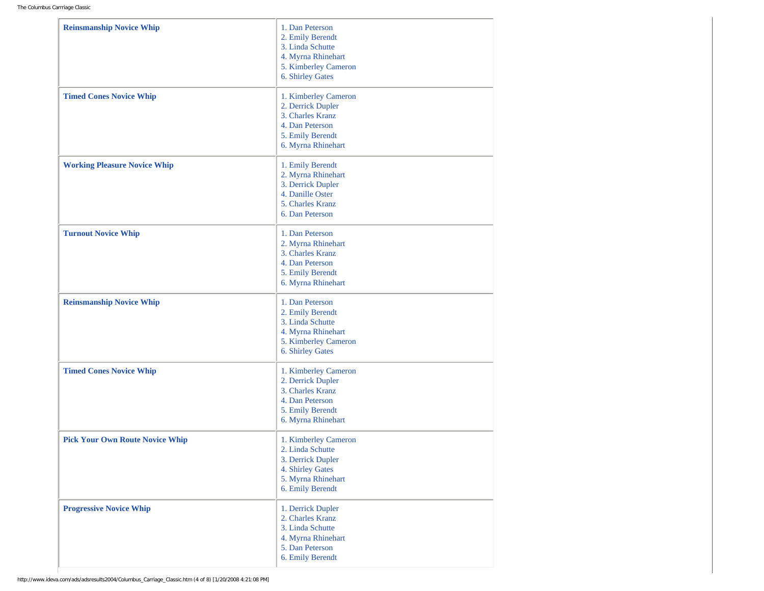| | |
|---|---|
| **Reinsmanship Novice Whip** | 1. Dan Peterson<br>2. Emily Berendt<br>3. Linda Schutte<br>4. Myrna Rhinehart<br>5. Kimberley Cameron<br>6. Shirley Gates |
| **Timed Cones Novice Whip** | 1. Kimberley Cameron<br>2. Derrick Dupler<br>3. Charles Kranz<br>4. Dan Peterson<br>5. Emily Berendt<br>6. Myrna Rhinehart |
| **Working Pleasure Novice Whip** | 1. Emily Berendt<br>2. Myrna Rhinehart<br>3. Derrick Dupler<br>4. Danille Oster<br>5. Charles Kranz<br>6. Dan Peterson |
| **Turnout Novice Whip** | 1. Dan Peterson<br>2. Myrna Rhinehart<br>3. Charles Kranz<br>4. Dan Peterson<br>5. Emily Berendt<br>6. Myrna Rhinehart |
| **Reinsmanship Novice Whip** | 1. Dan Peterson<br>2. Emily Berendt<br>3. Linda Schutte<br>4. Myrna Rhinehart<br>5. Kimberley Cameron<br>6. Shirley Gates |
| **Timed Cones Novice Whip** | 1. Kimberley Cameron<br>2. Derrick Dupler<br>3. Charles Kranz<br>4. Dan Peterson<br>5. Emily Berendt<br>6. Myrna Rhinehart |
| **Pick Your Own Route Novice Whip** | 1. Kimberley Cameron<br>2. Linda Schutte<br>3. Derrick Dupler<br>4. Shirley Gates<br>5. Myrna Rhinehart<br>6. Emily Berendt |
| **Progressive Novice Whip** | 1. Derrick Dupler<br>2. Charles Kranz<br>3. Linda Schutte<br>4. Myrna Rhinehart<br>5. Dan Peterson<br>6. Emily Berendt |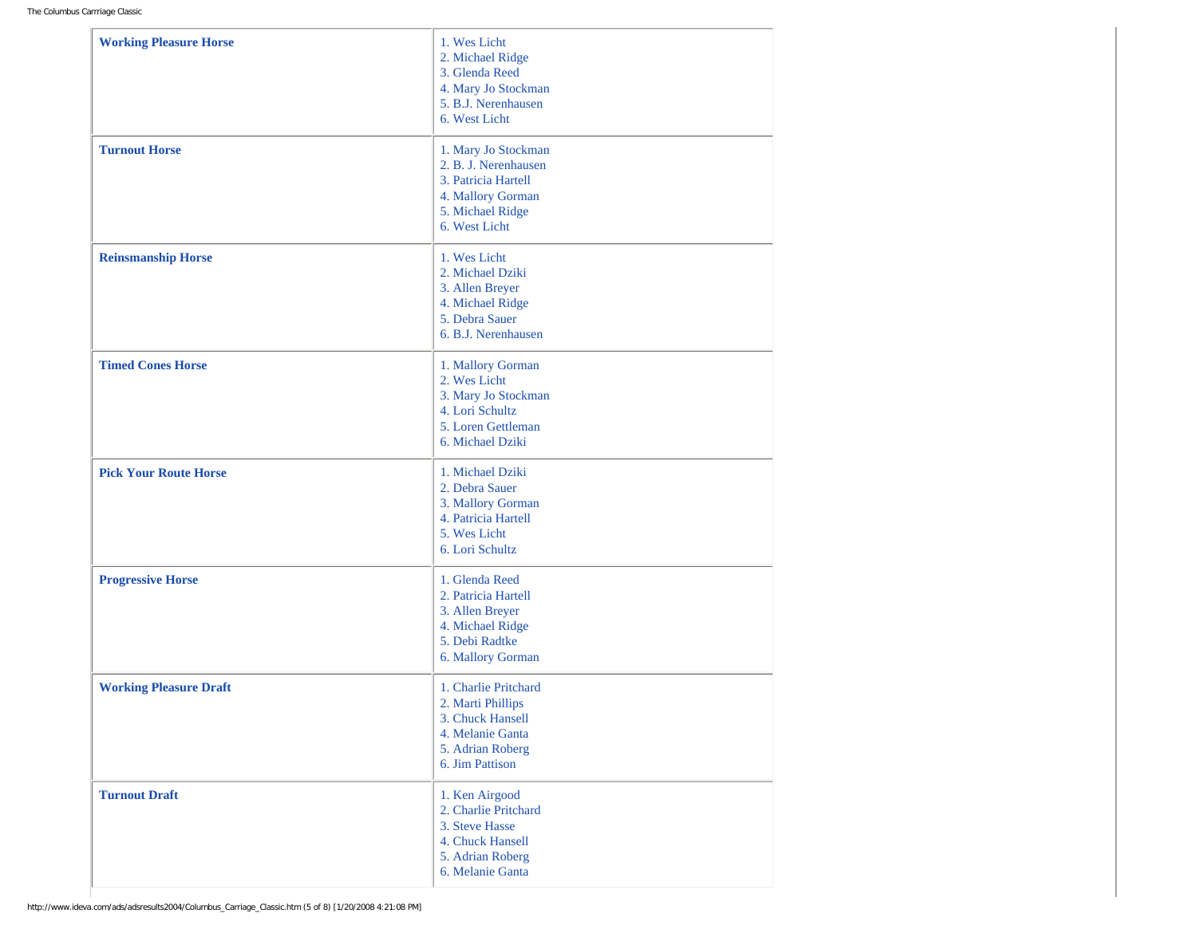| | |
|---|---|
| **Working Pleasure Horse** | 1. Wes Licht<br>2. Michael Ridge<br>3. Glenda Reed<br>4. Mary Jo Stockman<br>5. B.J. Nerenhausen<br>6. West Licht |
| **Turnout Horse** | 1. Mary Jo Stockman<br>2. B. J. Nerenhausen<br>3. Patricia Hartell<br>4. Mallory Gorman<br>5. Michael Ridge<br>6. West Licht |
| **Reinsmanship Horse** | 1. Wes Licht<br>2. Michael Dziki<br>3. Allen Breyer<br>4. Michael Ridge<br>5. Debra Sauer<br>6. B.J. Nerenhausen |
| **Timed Cones Horse** | 1. Mallory Gorman<br>2. Wes Licht<br>3. Mary Jo Stockman<br>4. Lori Schultz<br>5. Loren Gettleman<br>6. Michael Dziki |
| **Pick Your Route Horse** | 1. Michael Dziki<br>2. Debra Sauer<br>3. Mallory Gorman<br>4. Patricia Hartell<br>5. Wes Licht<br>6. Lori Schultz |
| **Progressive Horse** | 1. Glenda Reed<br>2. Patricia Hartell<br>3. Allen Breyer<br>4. Michael Ridge<br>5. Debi Radtke<br>6. Mallory Gorman |
| **Working Pleasure Draft** | 1. Charlie Pritchard<br>2. Marti Phillips<br>3. Chuck Hansell<br>4. Melanie Ganta<br>5. Adrian Roberg<br>6. Jim Pattison |
| **Turnout Draft** | 1. Ken Airgood<br>2. Charlie Pritchard<br>3. Steve Hasse<br>4. Chuck Hansell<br>5. Adrian Roberg<br>6. Melanie Ganta |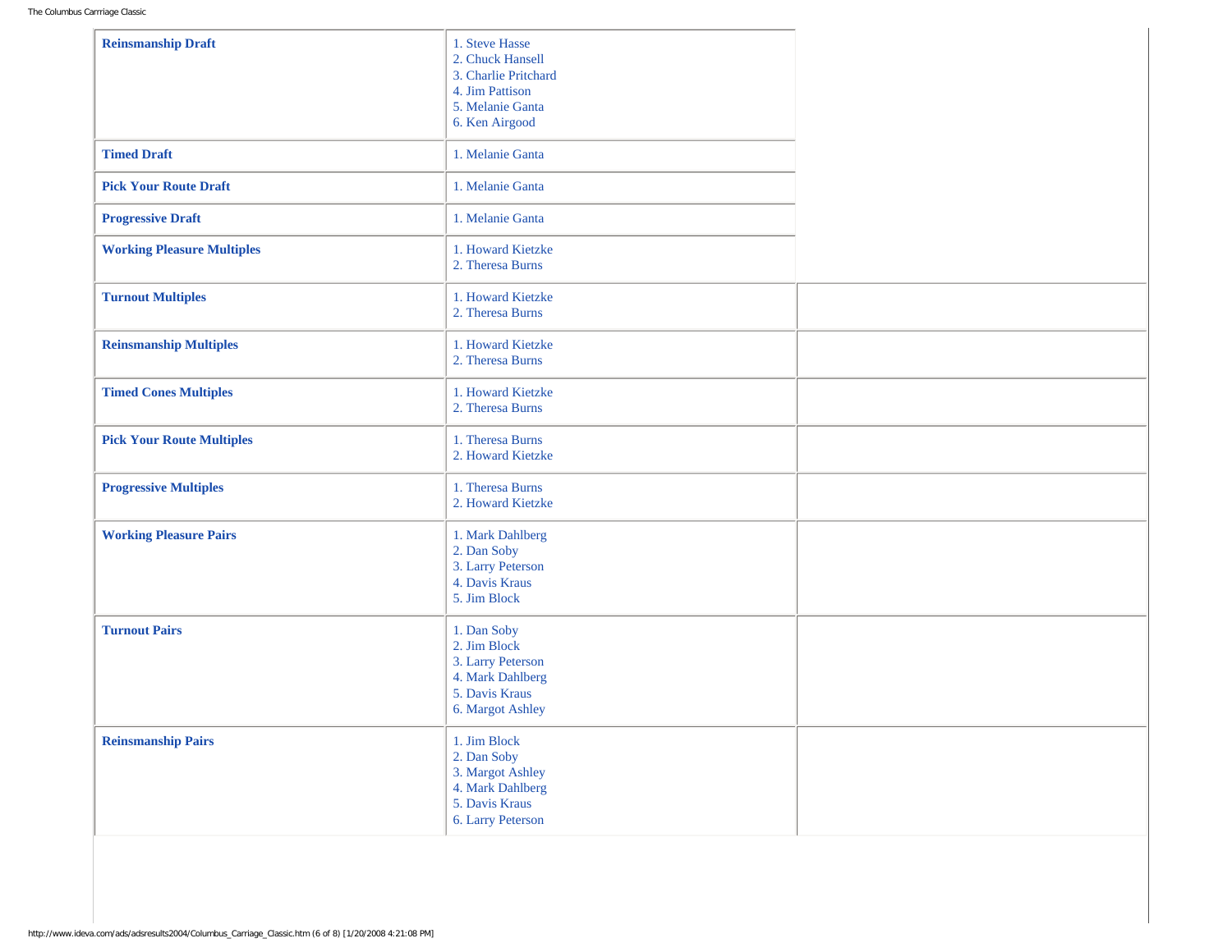| Class | Placings |
| --- | --- |
| **Reinsmanship Draft** | 1. Steve Hasse<br>2. Chuck Hansell<br>3. Charlie Pritchard<br>4. Jim Pattison<br>5. Melanie Ganta<br>6. Ken Airgood |
| **Timed Draft** | 1. Melanie Ganta |
| **Pick Your Route Draft** | 1. Melanie Ganta |
| **Progressive Draft** | 1. Melanie Ganta |
| **Working Pleasure Multiples** | 1. Howard Kietzke<br>2. Theresa Burns |
| **Turnout Multiples** | 1. Howard Kietzke<br>2. Theresa Burns |
| **Reinsmanship Multiples** | 1. Howard Kietzke<br>2. Theresa Burns |
| **Timed Cones Multiples** | 1. Howard Kietzke<br>2. Theresa Burns |
| **Pick Your Route Multiples** | 1. Theresa Burns<br>2. Howard Kietzke |
| **Progressive Multiples** | 1. Theresa Burns<br>2. Howard Kietzke |
| **Working Pleasure Pairs** | 1. Mark Dahlberg<br>2. Dan Soby<br>3. Larry Peterson<br>4. Davis Kraus<br>5. Jim Block |
| **Turnout Pairs** | 1. Dan Soby<br>2. Jim Block<br>3. Larry Peterson<br>4. Mark Dahlberg<br>5. Davis Kraus<br>6. Margot Ashley |
| **Reinsmanship Pairs** | 1. Jim Block<br>2. Dan Soby<br>3. Margot Ashley<br>4. Mark Dahlberg<br>5. Davis Kraus<br>6. Larry Peterson |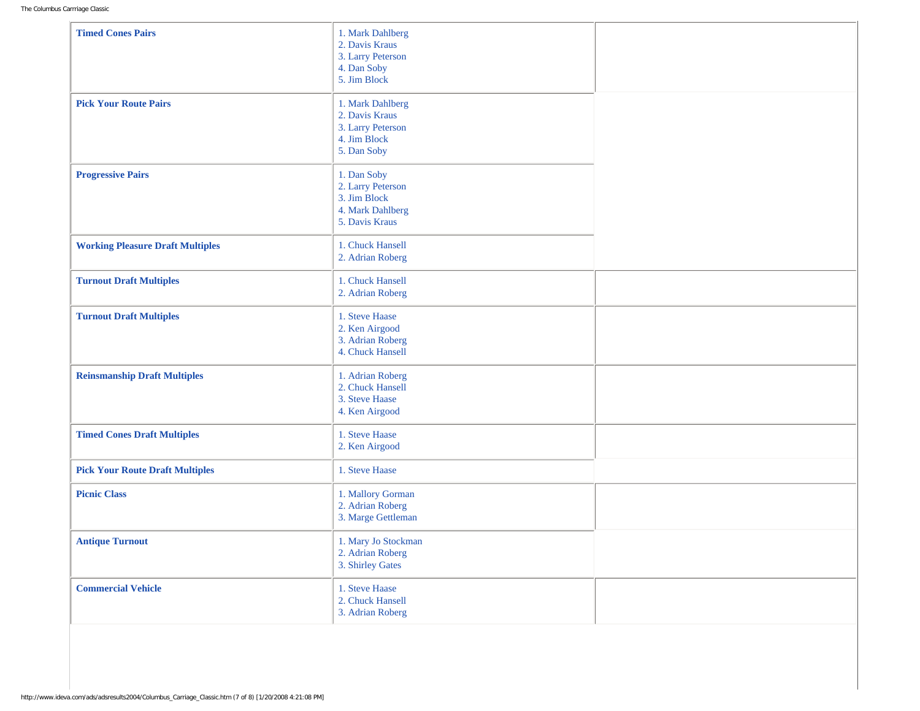| | | |
|---|---|---|
| **Timed Cones Pairs** | 1. Mark Dahlberg<br>2. Davis Kraus<br>3. Larry Peterson<br>4. Dan Soby<br>5. Jim Block | |
| **Pick Your Route Pairs** | 1. Mark Dahlberg<br>2. Davis Kraus<br>3. Larry Peterson<br>4. Jim Block<br>5. Dan Soby | |
| **Progressive Pairs** | 1. Dan Soby<br>2. Larry Peterson<br>3. Jim Block<br>4. Mark Dahlberg<br>5. Davis Kraus | |
| **Working Pleasure Draft Multiples** | 1. Chuck Hansell<br>2. Adrian Roberg | |
| **Turnout Draft Multiples** | 1. Chuck Hansell<br>2. Adrian Roberg | |
| **Turnout Draft Multiples** | 1. Steve Haase<br>2. Ken Airgood<br>3. Adrian Roberg<br>4. Chuck Hansell | |
| **Reinsmanship Draft Multiples** | 1. Adrian Roberg<br>2. Chuck Hansell<br>3. Steve Haase<br>4. Ken Airgood | |
| **Timed Cones Draft Multiples** | 1. Steve Haase<br>2. Ken Airgood | |
| **Pick Your Route Draft Multiples** | 1. Steve Haase | |
| **Picnic Class** | 1. Mallory Gorman<br>2. Adrian Roberg<br>3. Marge Gettleman | |
| **Antique Turnout** | 1. Mary Jo Stockman<br>2. Adrian Roberg<br>3. Shirley Gates | |
| **Commercial Vehicle** | 1. Steve Haase<br>2. Chuck Hansell<br>3. Adrian Roberg | |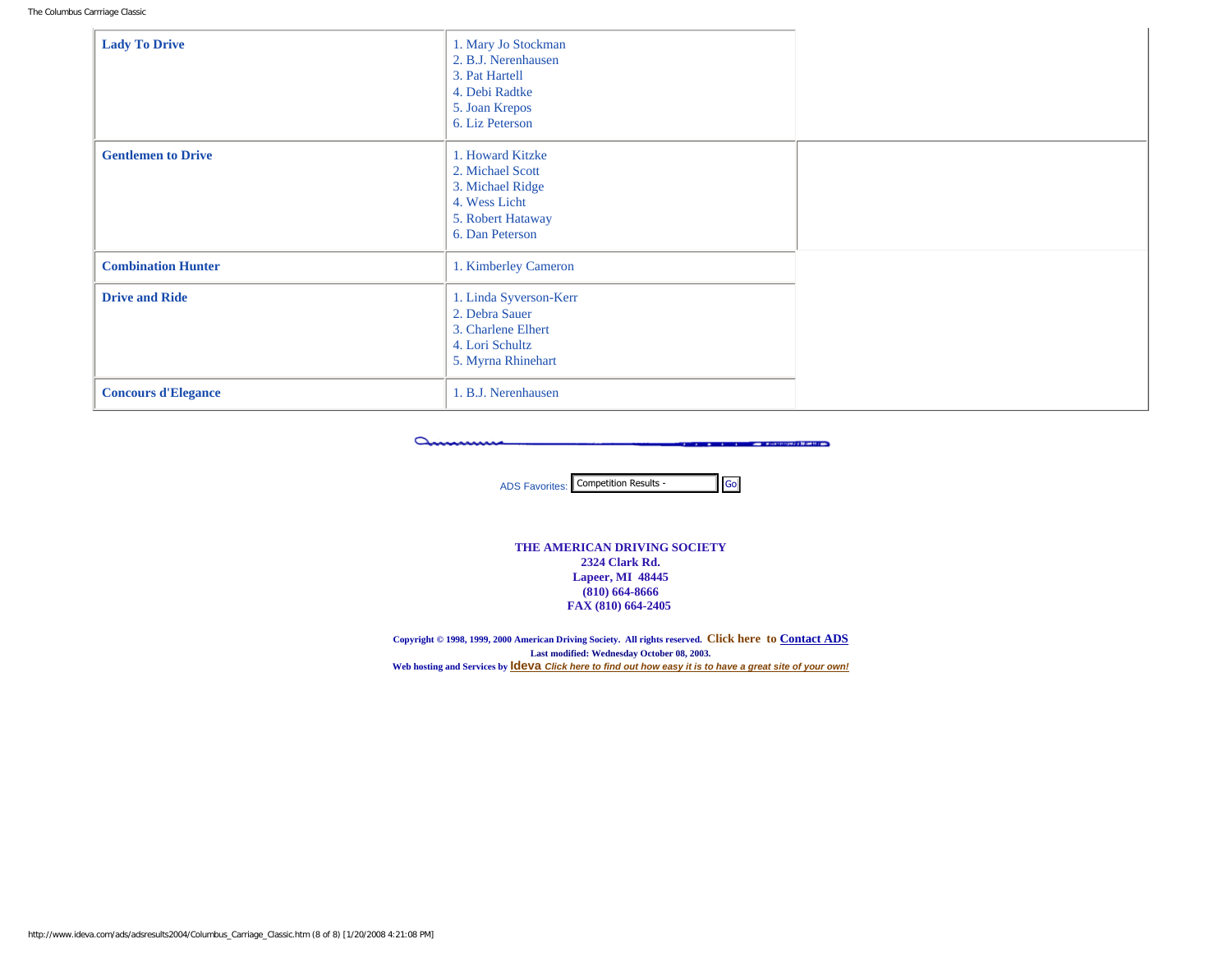| | |
|---|---|
| **Lady To Drive** | 1. Mary Jo Stockman<br>2. B.J. Nerenhausen<br>3. Pat Hartell<br>4. Debi Radtke<br>5. Joan Krepos<br>6. Liz Peterson |
| **Gentlemen to Drive** | 1. Howard Kitzke<br>2. Michael Scott<br>3. Michael Ridge<br>4. Wess Licht<br>5. Robert Hataway<br>6. Dan Peterson |
| **Combination Hunter** | 1. Kimberley Cameron |
| **Drive and Ride** | 1. Linda Syverson-Kerr<br>2. Debra Sauer<br>3. Charlene Elhert<br>4. Lori Schultz<br>5. Myrna Rhinehart |
| **Concours d'Elegance** | 1. B.J. Nerenhausen |

ADS Favorites: Competition Results - Go

**THE AMERICAN DRIVING SOCIETY**
**2324 Clark Rd.**
**Lapeer, MI 48445**
**(810) 664-8666**
**FAX (810) 664-2405**

**Copyright © 1998, 1999, 2000 American Driving Society. All rights reserved. Click here to Contact ADS**
**Last modified: Wednesday October 08, 2003.**
**Web hosting and Services by Ideva *Click here to find out how easy it is to have a great site of your own!***